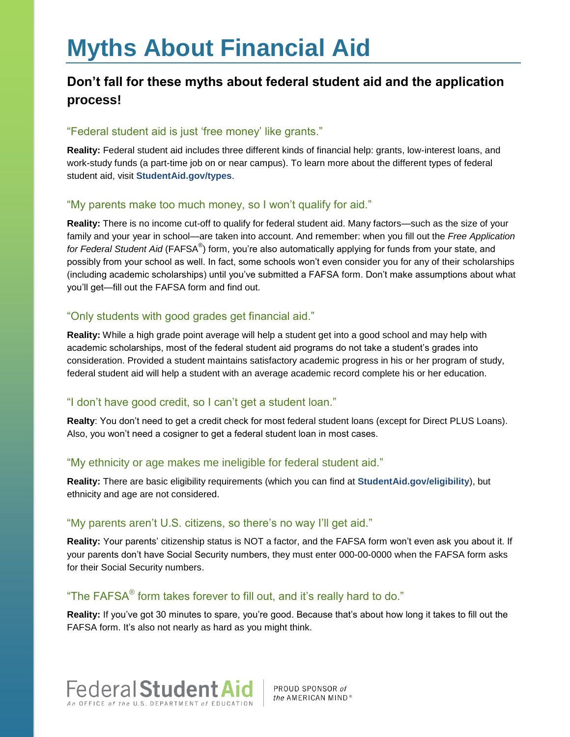# Myths About Financial Aid

## Don't fall for these myths about federal student aid and the application process!

### "Federal student aid is just 'free money' like grants."

**Reality:** Federal student aid includes three different kinds of financial help: grants, low-interest loans, and work-study funds (a part-time job on or near campus). To learn more about the different types of federal student aid, visit **StudentAid.gov/types**.

### "My parents make too much money, so I won't qualify for aid."

**Reality:** There is no income cut-off to qualify for federal student aid. Many factors—such as the size of your family and your year in school—are taken into account. And remember: when you fill out the *Free Application for Federal Student Aid* (FAFSA®) form, you're also automatically applying for funds from your state, and possibly from your school as well. In fact, some schools won't even consider you for any of their scholarships (including academic scholarships) until you've submitted a FAFSA form. Don't make assumptions about what you'll get—fill out the FAFSA form and find out.

### "Only students with good grades get financial aid."

**Reality:** While a high grade point average will help a student get into a good school and may help with academic scholarships, most of the federal student aid programs do not take a student's grades into consideration. Provided a student maintains satisfactory academic progress in his or her program of study, federal student aid will help a student with an average academic record complete his or her education.

### "I don't have good credit, so I can't get a student loan."

**Realty**: You don't need to get a credit check for most federal student loans (except for Direct PLUS Loans). Also, you won't need a cosigner to get a federal student loan in most cases.

### "My ethnicity or age makes me ineligible for federal student aid."

**Reality:** There are basic eligibility requirements (which you can find at **StudentAid.gov/eligibility**), but ethnicity and age are not considered.

### "My parents aren't U.S. citizens, so there's no way I'll get aid."

**Reality:** Your parents' citizenship status is NOT a factor, and the FAFSA form won't even ask you about it. If your parents don't have Social Security numbers, they must enter 000-00-0000 when the FAFSA form asks for their Social Security numbers.

### "The FAFSA® form takes forever to fill out, and it's really hard to do."

**Reality:** If you've got 30 minutes to spare, you're good. Because that's about how long it takes to fill out the FAFSA form. It's also not nearly as hard as you might think.

Federal Student Aid — An OFFICE of the U.S. DEPARTMENT of EDUCATION | PROUD SPONSOR *of the* AMERICAN MIND®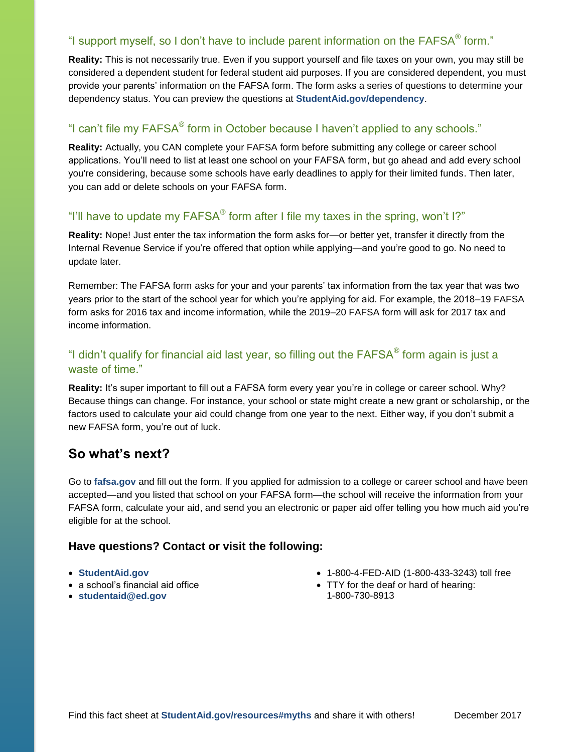### "I support myself, so I don't have to include parent information on the FAFSA® form."

**Reality:** This is not necessarily true. Even if you support yourself and file taxes on your own, you may still be considered a dependent student for federal student aid purposes. If you are considered dependent, you must provide your parents' information on the FAFSA form. The form asks a series of questions to determine your dependency status. You can preview the questions at **StudentAid.gov/dependency**.

### "I can't file my FAFSA® form in October because I haven't applied to any schools."

**Reality:** Actually, you CAN complete your FAFSA form before submitting any college or career school applications. You'll need to list at least one school on your FAFSA form, but go ahead and add every school you're considering, because some schools have early deadlines to apply for their limited funds. Then later, you can add or delete schools on your FAFSA form.

### "I'll have to update my FAFSA® form after I file my taxes in the spring, won't I?"

**Reality:** Nope! Just enter the tax information the form asks for—or better yet, transfer it directly from the Internal Revenue Service if you're offered that option while applying—and you're good to go. No need to update later.

Remember: The FAFSA form asks for your and your parents' tax information from the tax year that was two years prior to the start of the school year for which you're applying for aid. For example, the 2018–19 FAFSA form asks for 2016 tax and income information, while the 2019–20 FAFSA form will ask for 2017 tax and income information.

### "I didn't qualify for financial aid last year, so filling out the FAFSA® form again is just a waste of time."

**Reality:** It's super important to fill out a FAFSA form every year you're in college or career school. Why? Because things can change. For instance, your school or state might create a new grant or scholarship, or the factors used to calculate your aid could change from one year to the next. Either way, if you don't submit a new FAFSA form, you're out of luck.

## So what's next?

Go to **fafsa.gov** and fill out the form. If you applied for admission to a college or career school and have been accepted—and you listed that school on your FAFSA form—the school will receive the information from your FAFSA form, calculate your aid, and send you an electronic or paper aid offer telling you how much aid you're eligible for at the school.

### Have questions? Contact or visit the following:

- **StudentAid.gov**
- a school's financial aid office
- **studentaid@ed.gov**
- 1-800-4-FED-AID (1-800-433-3243) toll free
- TTY for the deaf or hard of hearing: 1-800-730-8913

Find this fact sheet at **StudentAid.gov/resources#myths** and share it with others! December 2017